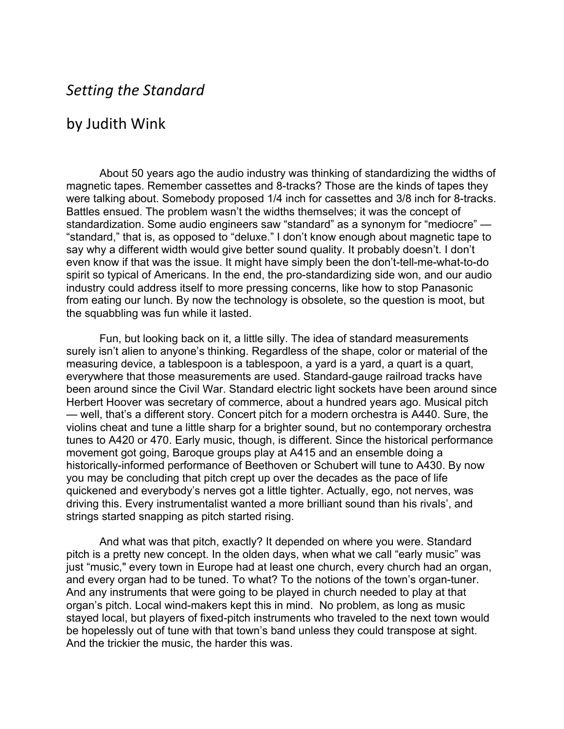# *Setting the Standard*

## by Judith Wink

About 50 years ago the audio industry was thinking of standardizing the widths of magnetic tapes. Remember cassettes and 8-tracks? Those are the kinds of tapes they were talking about. Somebody proposed 1/4 inch for cassettes and 3/8 inch for 8-tracks. Battles ensued. The problem wasn't the widths themselves; it was the concept of standardization. Some audio engineers saw "standard" as a synonym for "mediocre" — "standard," that is, as opposed to "deluxe." I don't know enough about magnetic tape to say why a different width would give better sound quality. It probably doesn't. I don't even know if that was the issue. It might have simply been the don't-tell-me-what-to-do spirit so typical of Americans. In the end, the pro-standardizing side won, and our audio industry could address itself to more pressing concerns, like how to stop Panasonic from eating our lunch. By now the technology is obsolete, so the question is moot, but the squabbling was fun while it lasted.

Fun, but looking back on it, a little silly. The idea of standard measurements surely isn't alien to anyone's thinking. Regardless of the shape, color or material of the measuring device, a tablespoon is a tablespoon, a yard is a yard, a quart is a quart, everywhere that those measurements are used. Standard-gauge railroad tracks have been around since the Civil War. Standard electric light sockets have been around since Herbert Hoover was secretary of commerce, about a hundred years ago. Musical pitch — well, that's a different story. Concert pitch for a modern orchestra is A440. Sure, the violins cheat and tune a little sharp for a brighter sound, but no contemporary orchestra tunes to A420 or 470. Early music, though, is different. Since the historical performance movement got going, Baroque groups play at A415 and an ensemble doing a historically-informed performance of Beethoven or Schubert will tune to A430. By now you may be concluding that pitch crept up over the decades as the pace of life quickened and everybody's nerves got a little tighter. Actually, ego, not nerves, was driving this. Every instrumentalist wanted a more brilliant sound than his rivals', and strings started snapping as pitch started rising.

And what was that pitch, exactly? It depended on where you were. Standard pitch is a pretty new concept. In the olden days, when what we call "early music" was just "music," every town in Europe had at least one church, every church had an organ, and every organ had to be tuned. To what? To the notions of the town's organ-tuner. And any instruments that were going to be played in church needed to play at that organ's pitch. Local wind-makers kept this in mind. No problem, as long as music stayed local, but players of fixed-pitch instruments who traveled to the next town would be hopelessly out of tune with that town's band unless they could transpose at sight. And the trickier the music, the harder this was.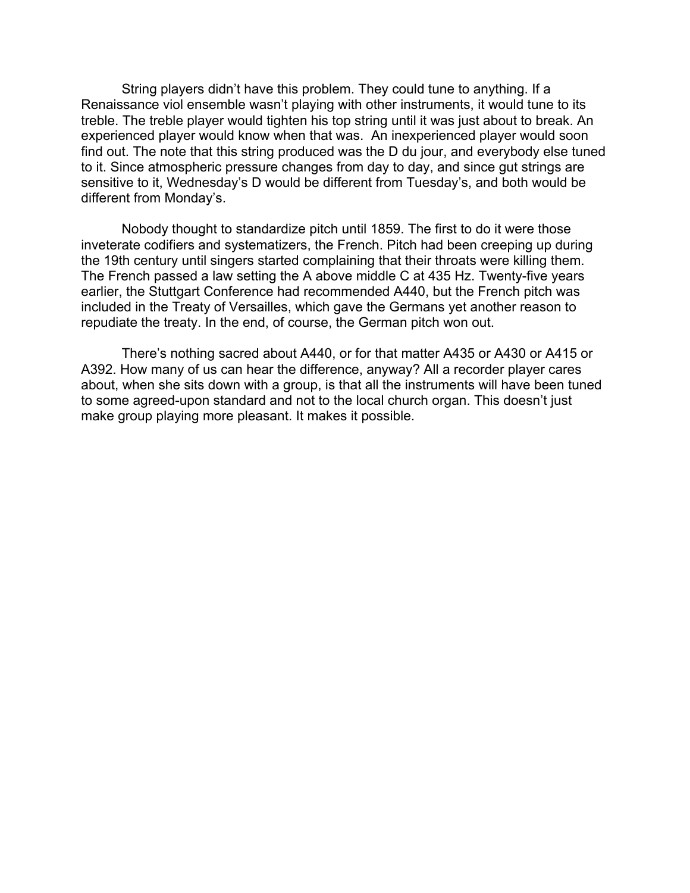String players didn't have this problem. They could tune to anything. If a Renaissance viol ensemble wasn't playing with other instruments, it would tune to its treble. The treble player would tighten his top string until it was just about to break. An experienced player would know when that was.  An inexperienced player would soon find out. The note that this string produced was the D du jour, and everybody else tuned to it. Since atmospheric pressure changes from day to day, and since gut strings are sensitive to it, Wednesday's D would be different from Tuesday's, and both would be different from Monday's.

Nobody thought to standardize pitch until 1859. The first to do it were those inveterate codifiers and systematizers, the French. Pitch had been creeping up during the 19th century until singers started complaining that their throats were killing them. The French passed a law setting the A above middle C at 435 Hz. Twenty-five years earlier, the Stuttgart Conference had recommended A440, but the French pitch was included in the Treaty of Versailles, which gave the Germans yet another reason to repudiate the treaty. In the end, of course, the German pitch won out.

There's nothing sacred about A440, or for that matter A435 or A430 or A415 or A392. How many of us can hear the difference, anyway? All a recorder player cares about, when she sits down with a group, is that all the instruments will have been tuned to some agreed-upon standard and not to the local church organ. This doesn't just make group playing more pleasant. It makes it possible.